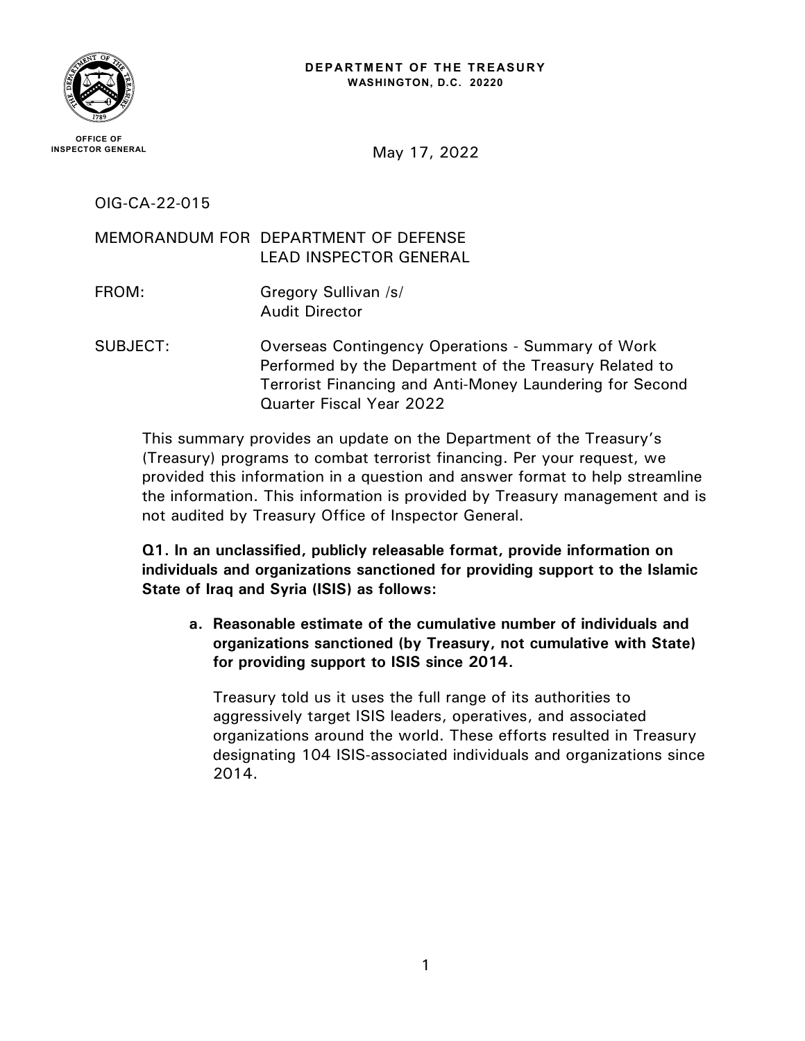**DEPARTMENT OF THE TREASURY**
**WASHINGTON, D.C. 20220**

**OFFICE OF INSPECTOR GENERAL**

May 17, 2022

OIG-CA-22-015

MEMORANDUM FOR DEPARTMENT OF DEFENSE LEAD INSPECTOR GENERAL

FROM: Gregory Sullivan /s/
Audit Director

SUBJECT: Overseas Contingency Operations - Summary of Work Performed by the Department of the Treasury Related to Terrorist Financing and Anti-Money Laundering for Second Quarter Fiscal Year 2022

This summary provides an update on the Department of the Treasury's (Treasury) programs to combat terrorist financing. Per your request, we provided this information in a question and answer format to help streamline the information. This information is provided by Treasury management and is not audited by Treasury Office of Inspector General.

**Q1. In an unclassified, publicly releasable format, provide information on individuals and organizations sanctioned for providing support to the Islamic State of Iraq and Syria (ISIS) as follows:**

**a. Reasonable estimate of the cumulative number of individuals and organizations sanctioned (by Treasury, not cumulative with State) for providing support to ISIS since 2014.**

Treasury told us it uses the full range of its authorities to aggressively target ISIS leaders, operatives, and associated organizations around the world. These efforts resulted in Treasury designating 104 ISIS-associated individuals and organizations since 2014.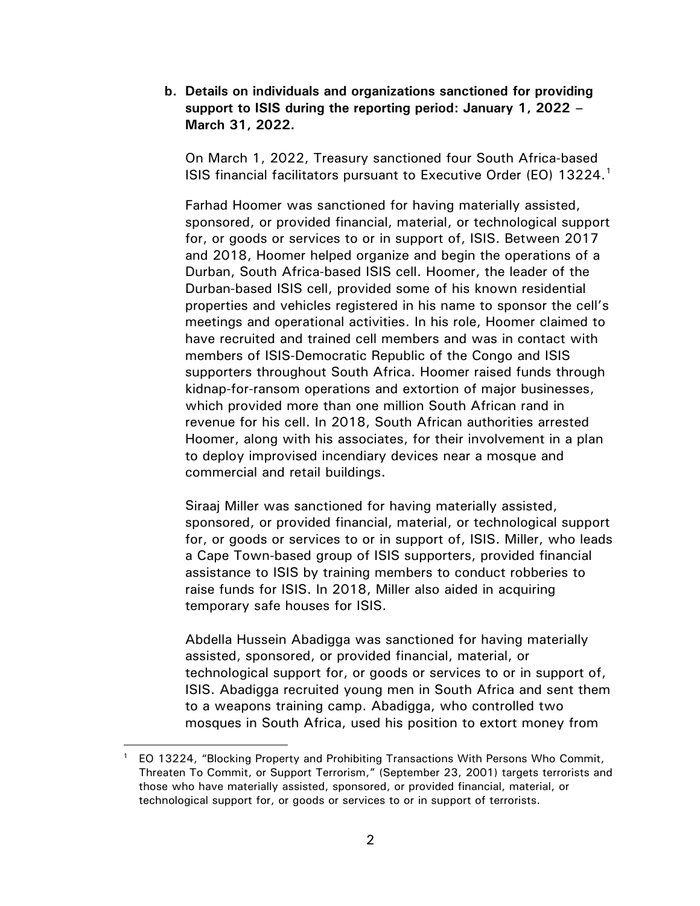**b. Details on individuals and organizations sanctioned for providing support to ISIS during the reporting period: January 1, 2022 – March 31, 2022.**

On March 1, 2022, Treasury sanctioned four South Africa-based ISIS financial facilitators pursuant to Executive Order (EO) 13224.[1]

Farhad Hoomer was sanctioned for having materially assisted, sponsored, or provided financial, material, or technological support for, or goods or services to or in support of, ISIS. Between 2017 and 2018, Hoomer helped organize and begin the operations of a Durban, South Africa-based ISIS cell. Hoomer, the leader of the Durban-based ISIS cell, provided some of his known residential properties and vehicles registered in his name to sponsor the cell's meetings and operational activities. In his role, Hoomer claimed to have recruited and trained cell members and was in contact with members of ISIS-Democratic Republic of the Congo and ISIS supporters throughout South Africa. Hoomer raised funds through kidnap-for-ransom operations and extortion of major businesses, which provided more than one million South African rand in revenue for his cell. In 2018, South African authorities arrested Hoomer, along with his associates, for their involvement in a plan to deploy improvised incendiary devices near a mosque and commercial and retail buildings.

Siraaj Miller was sanctioned for having materially assisted, sponsored, or provided financial, material, or technological support for, or goods or services to or in support of, ISIS. Miller, who leads a Cape Town-based group of ISIS supporters, provided financial assistance to ISIS by training members to conduct robberies to raise funds for ISIS. In 2018, Miller also aided in acquiring temporary safe houses for ISIS.

Abdella Hussein Abadigga was sanctioned for having materially assisted, sponsored, or provided financial, material, or technological support for, or goods or services to or in support of, ISIS. Abadigga recruited young men in South Africa and sent them to a weapons training camp. Abadigga, who controlled two mosques in South Africa, used his position to extort money from

[1] EO 13224, "Blocking Property and Prohibiting Transactions With Persons Who Commit, Threaten To Commit, or Support Terrorism," (September 23, 2001) targets terrorists and those who have materially assisted, sponsored, or provided financial, material, or technological support for, or goods or services to or in support of terrorists.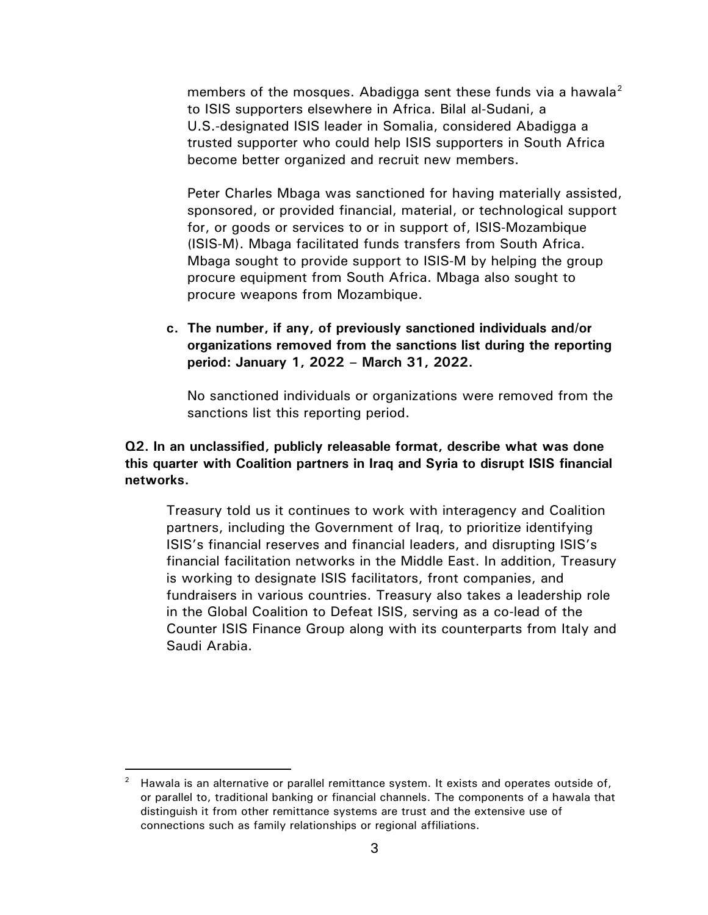members of the mosques. Abadigga sent these funds via a hawala[2] to ISIS supporters elsewhere in Africa. Bilal al-Sudani, a U.S.-designated ISIS leader in Somalia, considered Abadigga a trusted supporter who could help ISIS supporters in South Africa become better organized and recruit new members.

Peter Charles Mbaga was sanctioned for having materially assisted, sponsored, or provided financial, material, or technological support for, or goods or services to or in support of, ISIS-Mozambique (ISIS-M). Mbaga facilitated funds transfers from South Africa. Mbaga sought to provide support to ISIS-M by helping the group procure equipment from South Africa. Mbaga also sought to procure weapons from Mozambique.

**c. The number, if any, of previously sanctioned individuals and/or organizations removed from the sanctions list during the reporting period: January 1, 2022 – March 31, 2022.**

No sanctioned individuals or organizations were removed from the sanctions list this reporting period.

**Q2. In an unclassified, publicly releasable format, describe what was done this quarter with Coalition partners in Iraq and Syria to disrupt ISIS financial networks.**

Treasury told us it continues to work with interagency and Coalition partners, including the Government of Iraq, to prioritize identifying ISIS's financial reserves and financial leaders, and disrupting ISIS's financial facilitation networks in the Middle East. In addition, Treasury is working to designate ISIS facilitators, front companies, and fundraisers in various countries. Treasury also takes a leadership role in the Global Coalition to Defeat ISIS, serving as a co-lead of the Counter ISIS Finance Group along with its counterparts from Italy and Saudi Arabia.

[2] Hawala is an alternative or parallel remittance system. It exists and operates outside of, or parallel to, traditional banking or financial channels. The components of a hawala that distinguish it from other remittance systems are trust and the extensive use of connections such as family relationships or regional affiliations.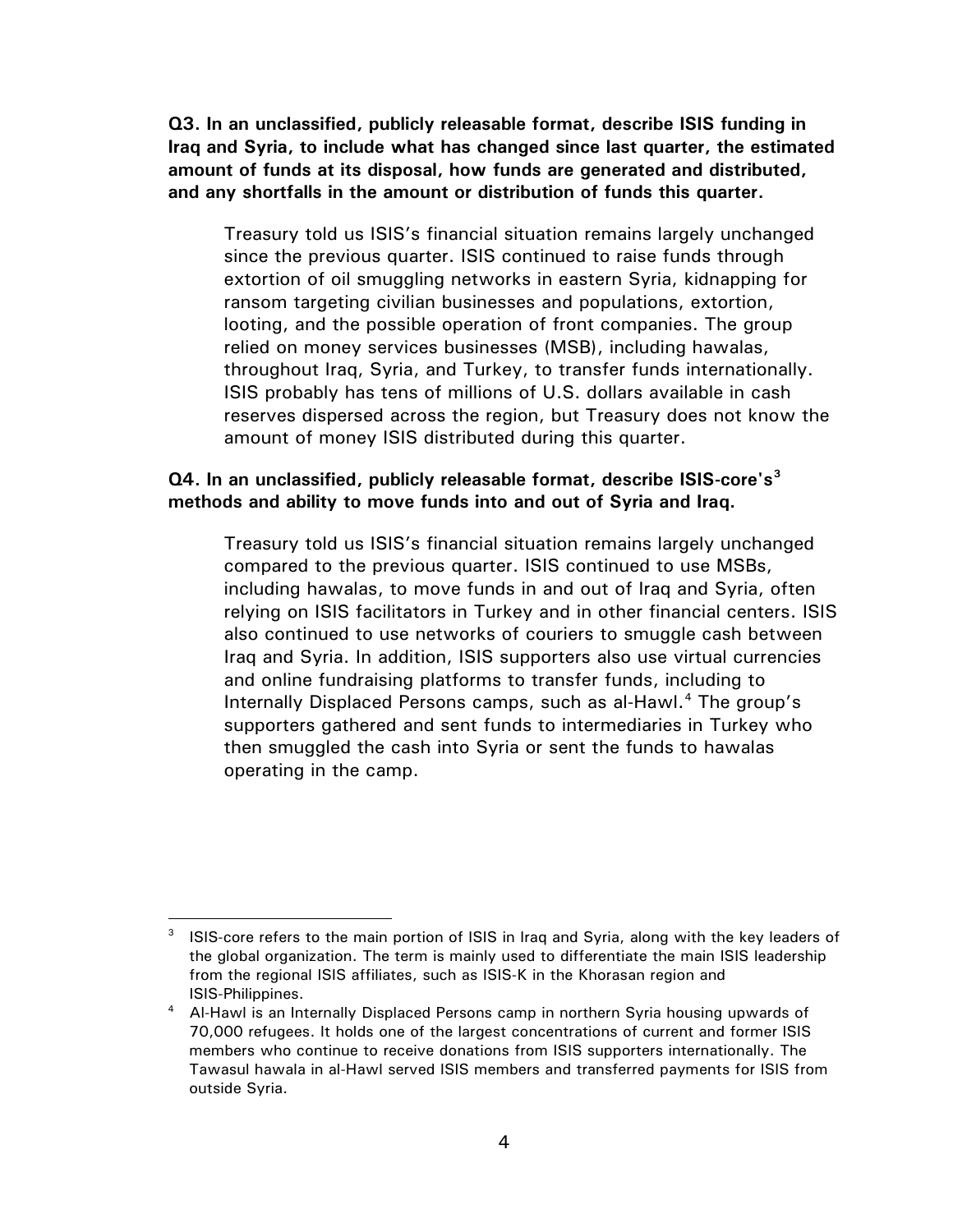**Q3. In an unclassified, publicly releasable format, describe ISIS funding in Iraq and Syria, to include what has changed since last quarter, the estimated amount of funds at its disposal, how funds are generated and distributed, and any shortfalls in the amount or distribution of funds this quarter.**

Treasury told us ISIS's financial situation remains largely unchanged since the previous quarter. ISIS continued to raise funds through extortion of oil smuggling networks in eastern Syria, kidnapping for ransom targeting civilian businesses and populations, extortion, looting, and the possible operation of front companies. The group relied on money services businesses (MSB), including hawalas, throughout Iraq, Syria, and Turkey, to transfer funds internationally. ISIS probably has tens of millions of U.S. dollars available in cash reserves dispersed across the region, but Treasury does not know the amount of money ISIS distributed during this quarter.

**Q4. In an unclassified, publicly releasable format, describe ISIS-core's[3] methods and ability to move funds into and out of Syria and Iraq.**

Treasury told us ISIS's financial situation remains largely unchanged compared to the previous quarter. ISIS continued to use MSBs, including hawalas, to move funds in and out of Iraq and Syria, often relying on ISIS facilitators in Turkey and in other financial centers. ISIS also continued to use networks of couriers to smuggle cash between Iraq and Syria. In addition, ISIS supporters also use virtual currencies and online fundraising platforms to transfer funds, including to Internally Displaced Persons camps, such as al-Hawl.[4] The group's supporters gathered and sent funds to intermediaries in Turkey who then smuggled the cash into Syria or sent the funds to hawalas operating in the camp.

---

[3] ISIS-core refers to the main portion of ISIS in Iraq and Syria, along with the key leaders of the global organization. The term is mainly used to differentiate the main ISIS leadership from the regional ISIS affiliates, such as ISIS-K in the Khorasan region and ISIS-Philippines.

[4] Al-Hawl is an Internally Displaced Persons camp in northern Syria housing upwards of 70,000 refugees. It holds one of the largest concentrations of current and former ISIS members who continue to receive donations from ISIS supporters internationally. The Tawasul hawala in al-Hawl served ISIS members and transferred payments for ISIS from outside Syria.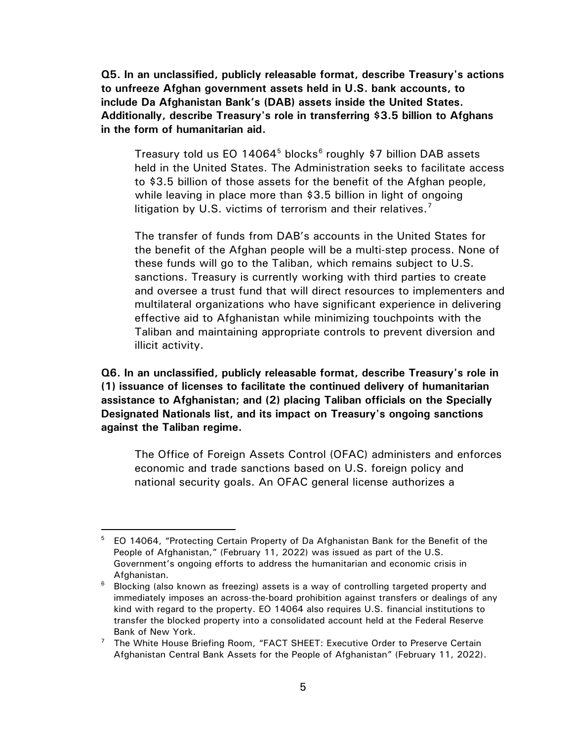**Q5. In an unclassified, publicly releasable format, describe Treasury's actions to unfreeze Afghan government assets held in U.S. bank accounts, to include Da Afghanistan Bank's (DAB) assets inside the United States. Additionally, describe Treasury's role in transferring $3.5 billion to Afghans in the form of humanitarian aid.**

Treasury told us EO 14064[5] blocks[6] roughly $7 billion DAB assets held in the United States. The Administration seeks to facilitate access to $3.5 billion of those assets for the benefit of the Afghan people, while leaving in place more than $3.5 billion in light of ongoing litigation by U.S. victims of terrorism and their relatives.[7]

The transfer of funds from DAB's accounts in the United States for the benefit of the Afghan people will be a multi-step process. None of these funds will go to the Taliban, which remains subject to U.S. sanctions. Treasury is currently working with third parties to create and oversee a trust fund that will direct resources to implementers and multilateral organizations who have significant experience in delivering effective aid to Afghanistan while minimizing touchpoints with the Taliban and maintaining appropriate controls to prevent diversion and illicit activity.

**Q6. In an unclassified, publicly releasable format, describe Treasury's role in (1) issuance of licenses to facilitate the continued delivery of humanitarian assistance to Afghanistan; and (2) placing Taliban officials on the Specially Designated Nationals list, and its impact on Treasury's ongoing sanctions against the Taliban regime.**

The Office of Foreign Assets Control (OFAC) administers and enforces economic and trade sanctions based on U.S. foreign policy and national security goals. An OFAC general license authorizes a

---

[5] EO 14064, "Protecting Certain Property of Da Afghanistan Bank for the Benefit of the People of Afghanistan," (February 11, 2022) was issued as part of the U.S. Government's ongoing efforts to address the humanitarian and economic crisis in Afghanistan.

[6] Blocking (also known as freezing) assets is a way of controlling targeted property and immediately imposes an across-the-board prohibition against transfers or dealings of any kind with regard to the property. EO 14064 also requires U.S. financial institutions to transfer the blocked property into a consolidated account held at the Federal Reserve Bank of New York.

[7] The White House Briefing Room, "FACT SHEET: Executive Order to Preserve Certain Afghanistan Central Bank Assets for the People of Afghanistan" (February 11, 2022).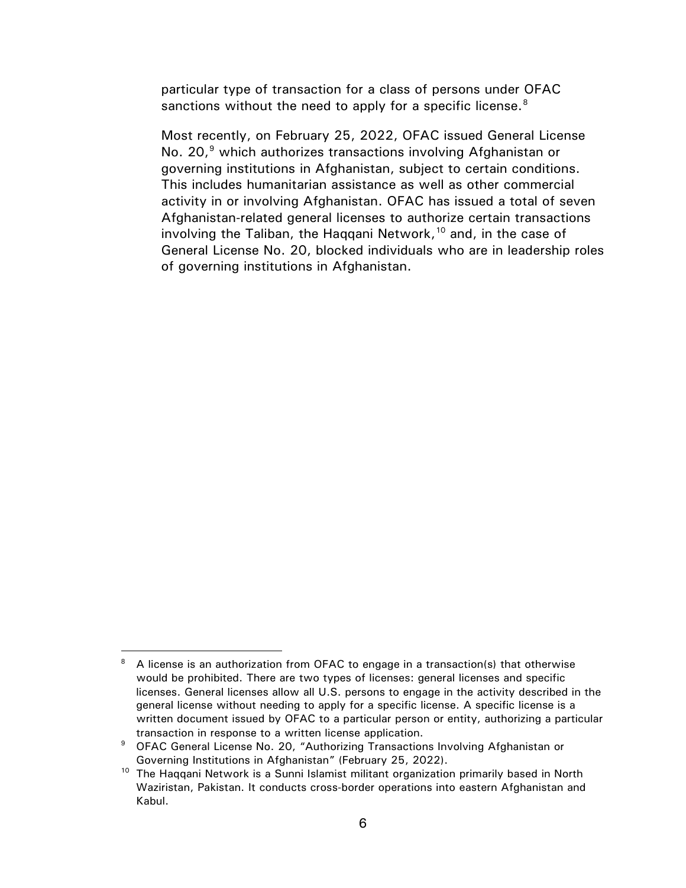particular type of transaction for a class of persons under OFAC sanctions without the need to apply for a specific license.[8]

Most recently, on February 25, 2022, OFAC issued General License No. 20,[9] which authorizes transactions involving Afghanistan or governing institutions in Afghanistan, subject to certain conditions. This includes humanitarian assistance as well as other commercial activity in or involving Afghanistan. OFAC has issued a total of seven Afghanistan-related general licenses to authorize certain transactions involving the Taliban, the Haqqani Network,[10] and, in the case of General License No. 20, blocked individuals who are in leadership roles of governing institutions in Afghanistan.

---

[8] A license is an authorization from OFAC to engage in a transaction(s) that otherwise would be prohibited. There are two types of licenses: general licenses and specific licenses. General licenses allow all U.S. persons to engage in the activity described in the general license without needing to apply for a specific license. A specific license is a written document issued by OFAC to a particular person or entity, authorizing a particular transaction in response to a written license application.

[9] OFAC General License No. 20, "Authorizing Transactions Involving Afghanistan or Governing Institutions in Afghanistan" (February 25, 2022).

[10] The Haqqani Network is a Sunni Islamist militant organization primarily based in North Waziristan, Pakistan. It conducts cross-border operations into eastern Afghanistan and Kabul.